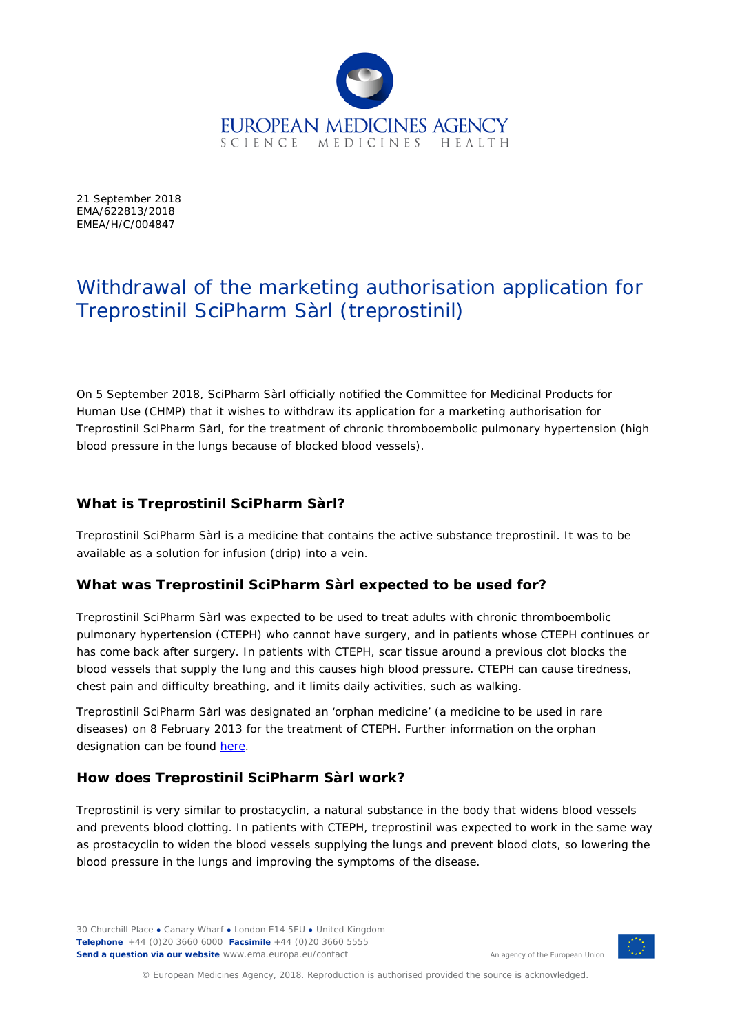21 September 2018
EMA/622813/2018
EMEA/H/C/004847

# Withdrawal of the marketing authorisation application for Treprostinil SciPharm Sàrl (treprostinil)

On 5 September 2018, SciPharm Sàrl officially notified the Committee for Medicinal Products for Human Use (CHMP) that it wishes to withdraw its application for a marketing authorisation for Treprostinil SciPharm Sàrl, for the treatment of chronic thromboembolic pulmonary hypertension (high blood pressure in the lungs because of blocked blood vessels).

## What is Treprostinil SciPharm Sàrl?

Treprostinil SciPharm Sàrl is a medicine that contains the active substance treprostinil. It was to be available as a solution for infusion (drip) into a vein.

## What was Treprostinil SciPharm Sàrl expected to be used for?

Treprostinil SciPharm Sàrl was expected to be used to treat adults with chronic thromboembolic pulmonary hypertension (CTEPH) who cannot have surgery, and in patients whose CTEPH continues or has come back after surgery. In patients with CTEPH, scar tissue around a previous clot blocks the blood vessels that supply the lung and this causes high blood pressure. CTEPH can cause tiredness, chest pain and difficulty breathing, and it limits daily activities, such as walking.

Treprostinil SciPharm Sàrl was designated an 'orphan medicine' (a medicine to be used in rare diseases) on 8 February 2013 for the treatment of CTEPH. Further information on the orphan designation can be found here.

## How does Treprostinil SciPharm Sàrl work?

Treprostinil is very similar to prostacyclin, a natural substance in the body that widens blood vessels and prevents blood clotting. In patients with CTEPH, treprostinil was expected to work in the same way as prostacyclin to widen the blood vessels supplying the lungs and prevent blood clots, so lowering the blood pressure in the lungs and improving the symptoms of the disease.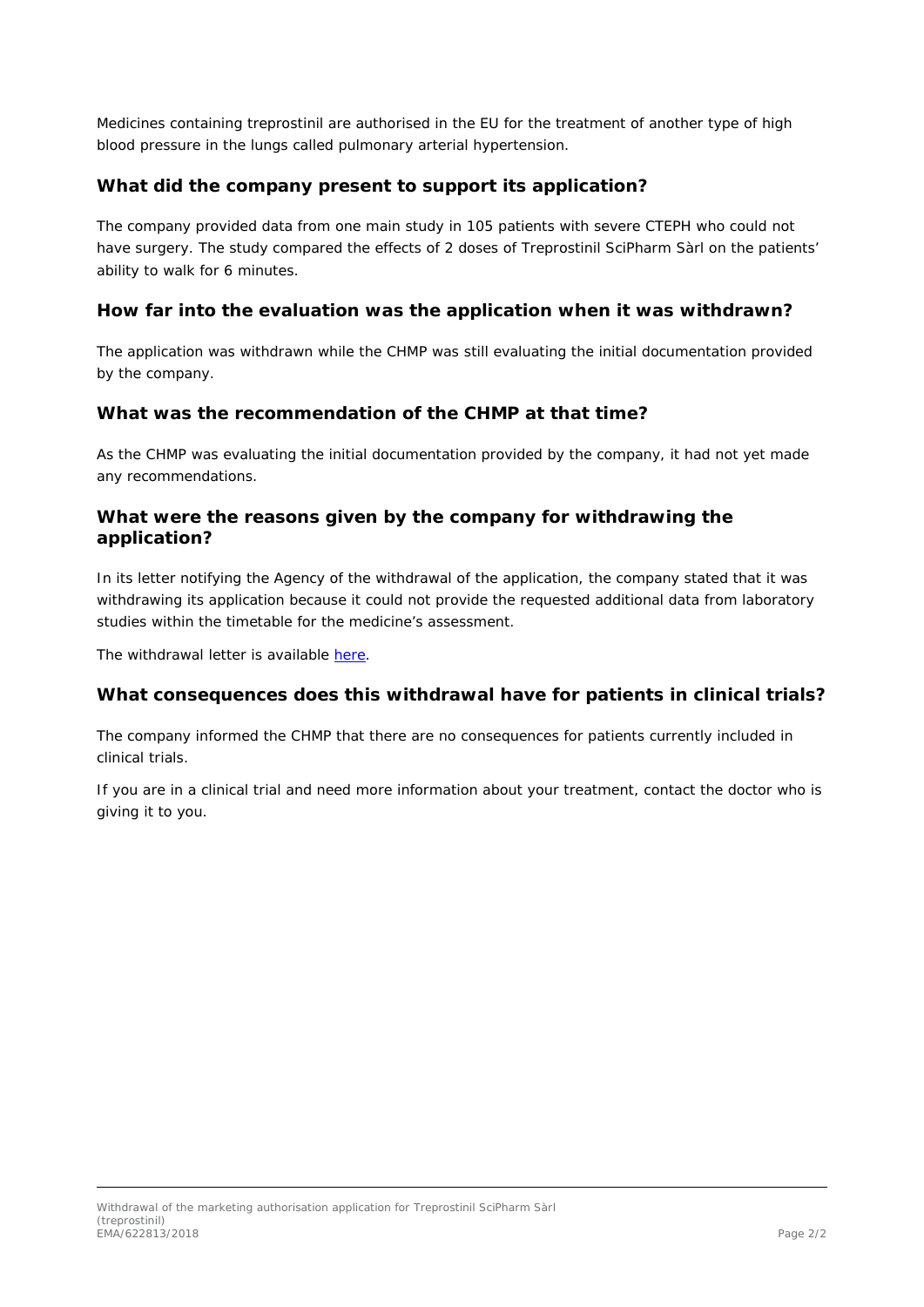Medicines containing treprostinil are authorised in the EU for the treatment of another type of high blood pressure in the lungs called pulmonary arterial hypertension.

## What did the company present to support its application?

The company provided data from one main study in 105 patients with severe CTEPH who could not have surgery. The study compared the effects of 2 doses of Treprostinil SciPharm Sàrl on the patients' ability to walk for 6 minutes.

## How far into the evaluation was the application when it was withdrawn?

The application was withdrawn while the CHMP was still evaluating the initial documentation provided by the company.

## What was the recommendation of the CHMP at that time?

As the CHMP was evaluating the initial documentation provided by the company, it had not yet made any recommendations.

## What were the reasons given by the company for withdrawing the application?

In its letter notifying the Agency of the withdrawal of the application, the company stated that it was withdrawing its application because it could not provide the requested additional data from laboratory studies within the timetable for the medicine's assessment.

The withdrawal letter is available here.

## What consequences does this withdrawal have for patients in clinical trials?

The company informed the CHMP that there are no consequences for patients currently included in clinical trials.

If you are in a clinical trial and need more information about your treatment, contact the doctor who is giving it to you.